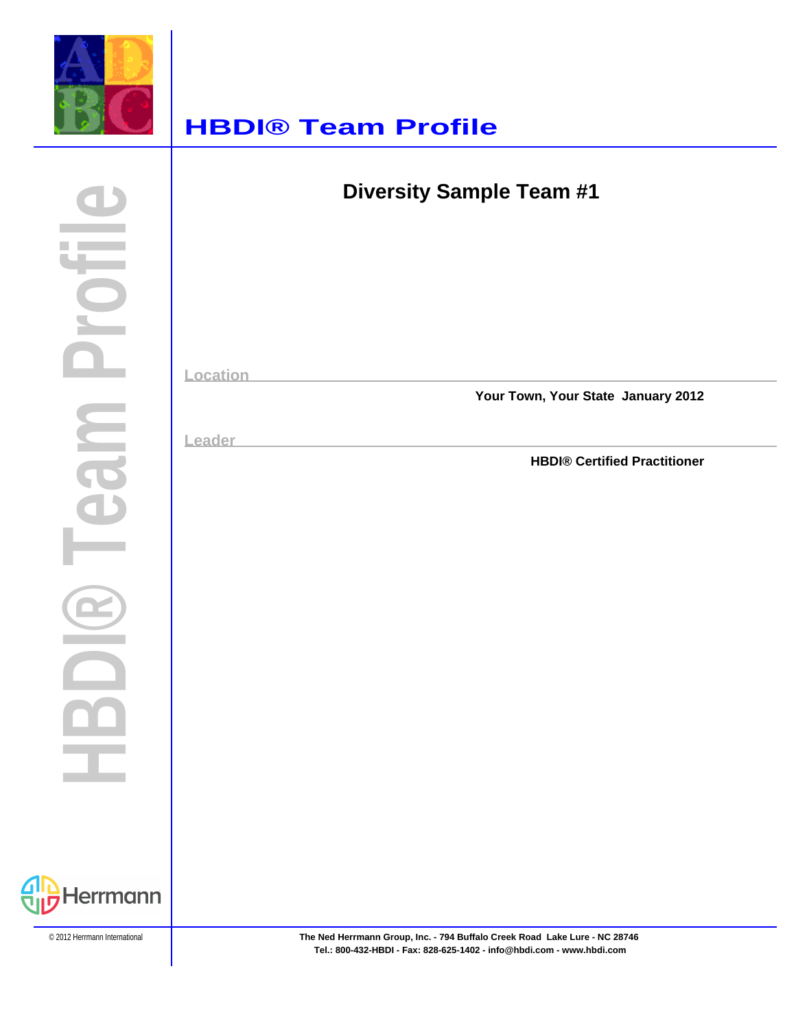# HBDI® Team Profile

## Diversity Sample Team #1

Location

Your Town, Your State January 2012

Leader

HBDI® Certified Practitioner

HBDI® Team Profile

Herrmann

© 2012 Herrmann International

**The Ned Herrmann Group, Inc. - 794 Buffalo Creek Road Lake Lure - NC 28746**
**Tel.: 800-432-HBDI - Fax: 828-625-1402 - info@hbdi.com - www.hbdi.com**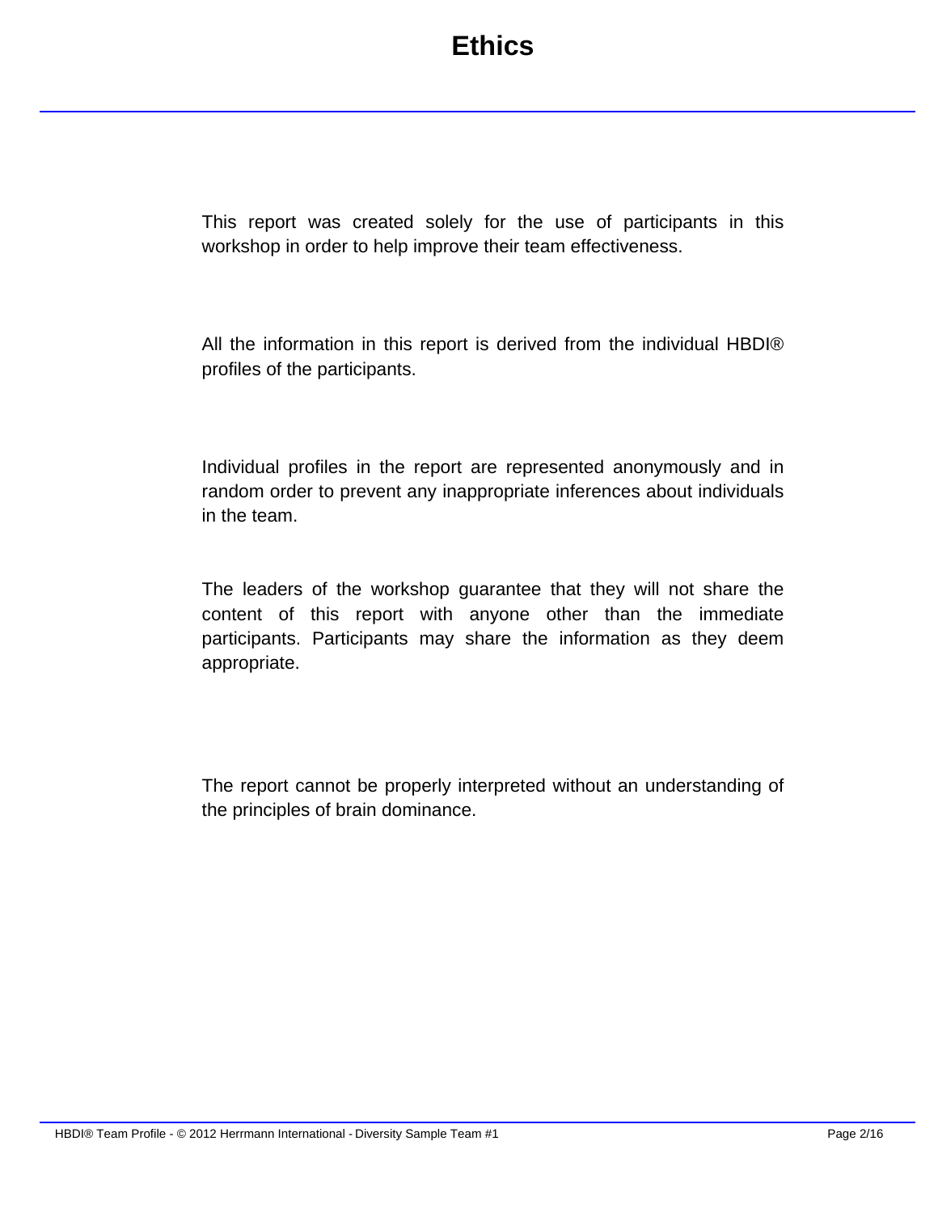# Ethics

This report was created solely for the use of participants in this workshop in order to help improve their team effectiveness.

All the information in this report is derived from the individual HBDI® profiles of the participants.

Individual profiles in the report are represented anonymously and in random order to prevent any inappropriate inferences about individuals in the team.

The leaders of the workshop guarantee that they will not share the content of this report with anyone other than the immediate participants. Participants may share the information as they deem appropriate.

The report cannot be properly interpreted without an understanding of the principles of brain dominance.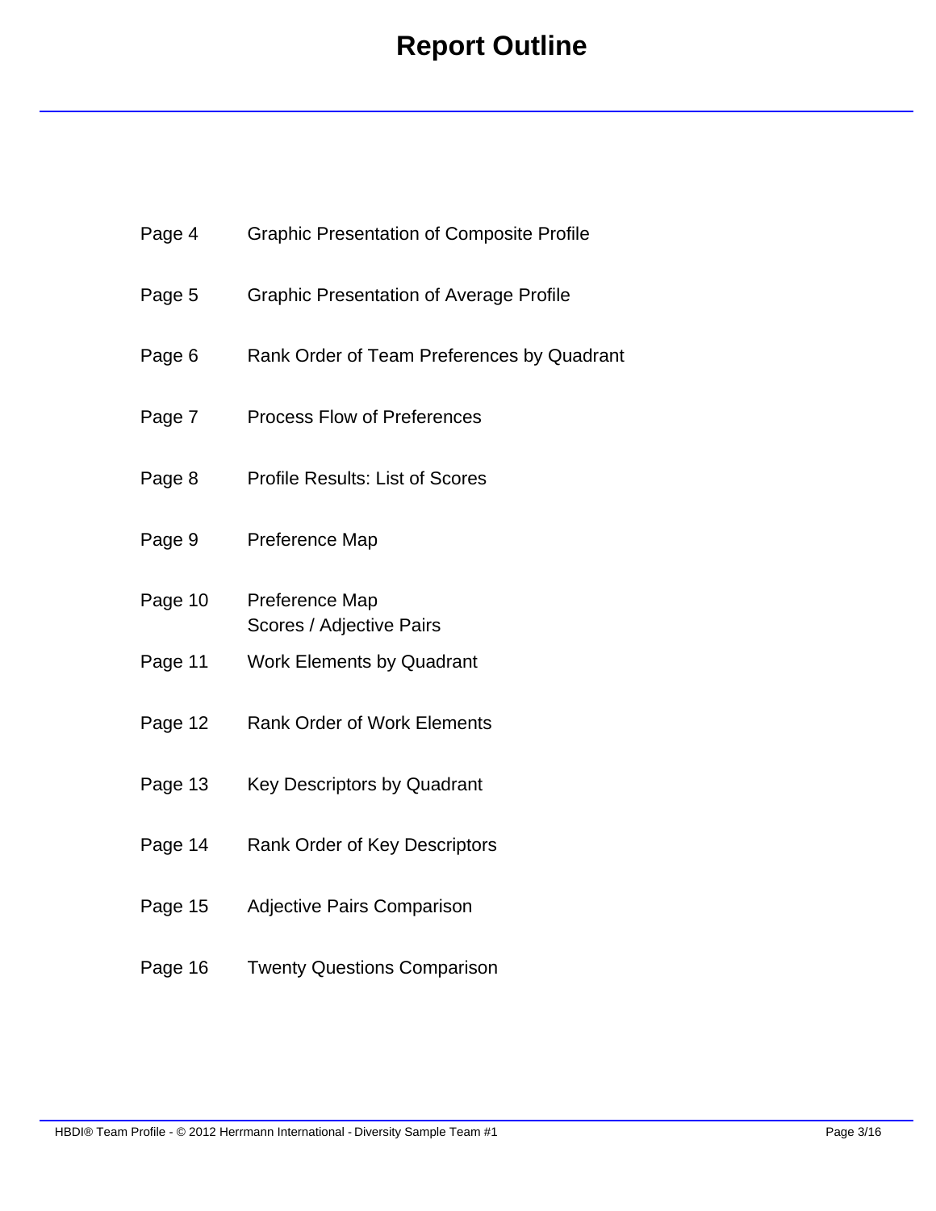# Report Outline

| | |
|---|---|
| Page 4 | Graphic Presentation of Composite Profile |
| Page 5 | Graphic Presentation of Average Profile |
| Page 6 | Rank Order of Team Preferences by Quadrant |
| Page 7 | Process Flow of Preferences |
| Page 8 | Profile Results: List of Scores |
| Page 9 | Preference Map |
| Page 10 | Preference Map<br>Scores / Adjective Pairs |
| Page 11 | Work Elements by Quadrant |
| Page 12 | Rank Order of Work Elements |
| Page 13 | Key Descriptors by Quadrant |
| Page 14 | Rank Order of Key Descriptors |
| Page 15 | Adjective Pairs Comparison |
| Page 16 | Twenty Questions Comparison |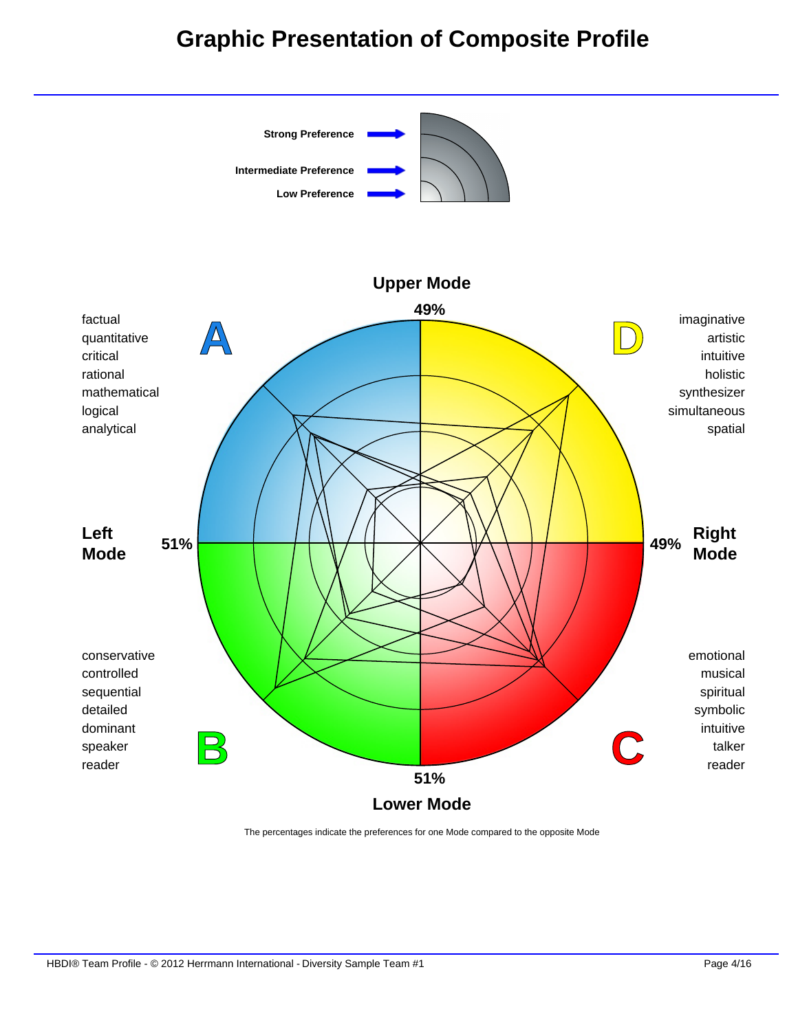# Graphic Presentation of Composite Profile

**Strong Preference**

**Intermediate Preference**

**Low Preference**

**Upper Mode**

**49%**

factual
quantitative
critical
rational
mathematical
logical
analytical

**A**

**D**

imaginative
artistic
intuitive
holistic
synthesizer
simultaneous
spatial

**Left Mode** **51%**

**49%** **Right Mode**

conservative
controlled
sequential
detailed
dominant
speaker
reader

**B**

**C**

emotional
musical
spiritual
symbolic
intuitive
talker
reader

**51%**

**Lower Mode**

The percentages indicate the preferences for one Mode compared to the opposite Mode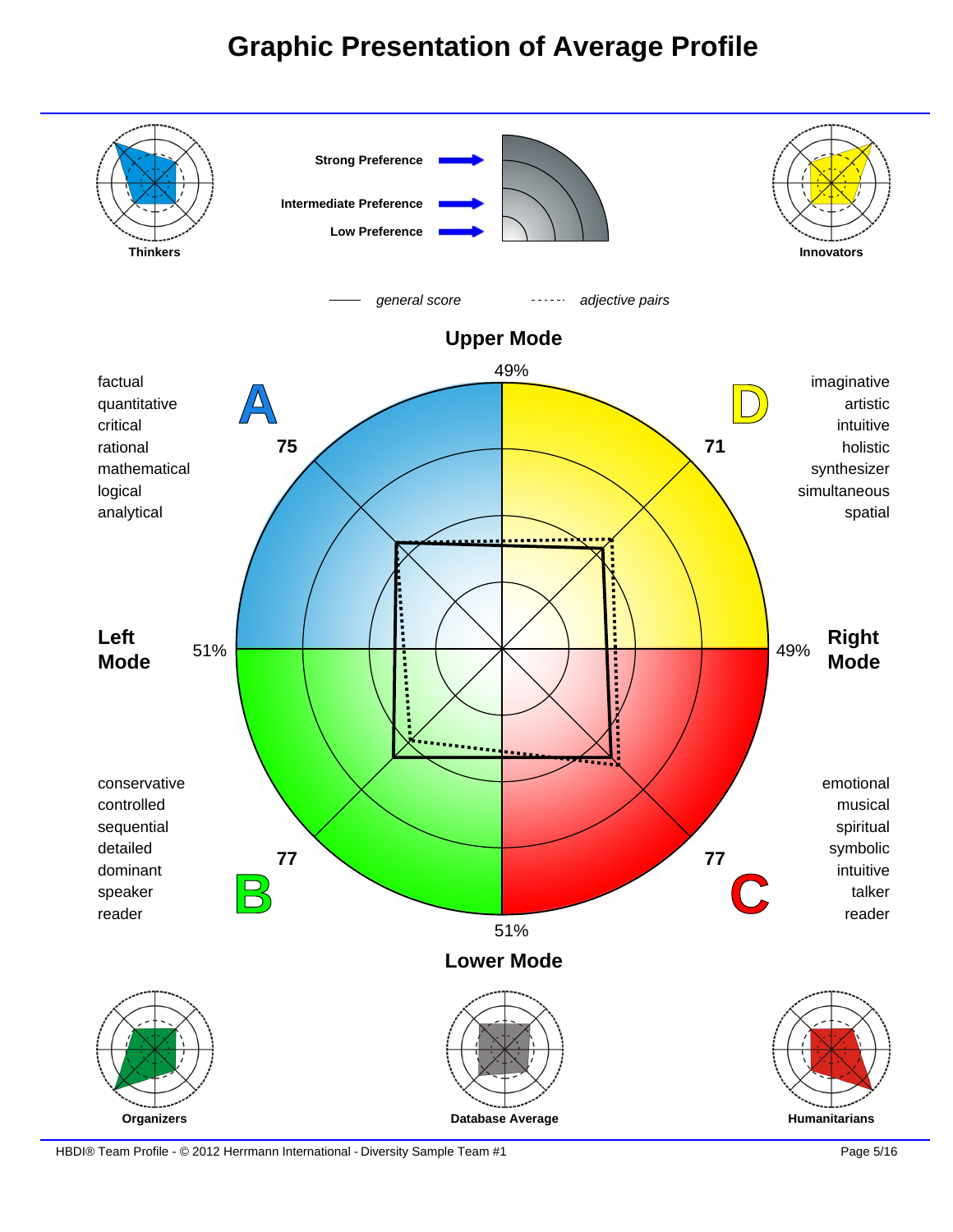# Graphic Presentation of Average Profile

Thinkers

Strong Preference

Intermediate Preference

Low Preference

Innovators

general score ------ *adjective pairs*

**Upper Mode**

49%

factual
quantitative
critical
rational
mathematical
logical
analytical

**A**

75

**D**

71

imaginative
artistic
intuitive
holistic
synthesizer
simultaneous
spatial

**Left Mode**

51%

49%

**Right Mode**

conservative
controlled
sequential
detailed
dominant
speaker
reader

77

**B**

77

**C**

emotional
musical
spiritual
symbolic
intuitive
talker
reader

51%

**Lower Mode**

Organizers

Database Average

Humanitarians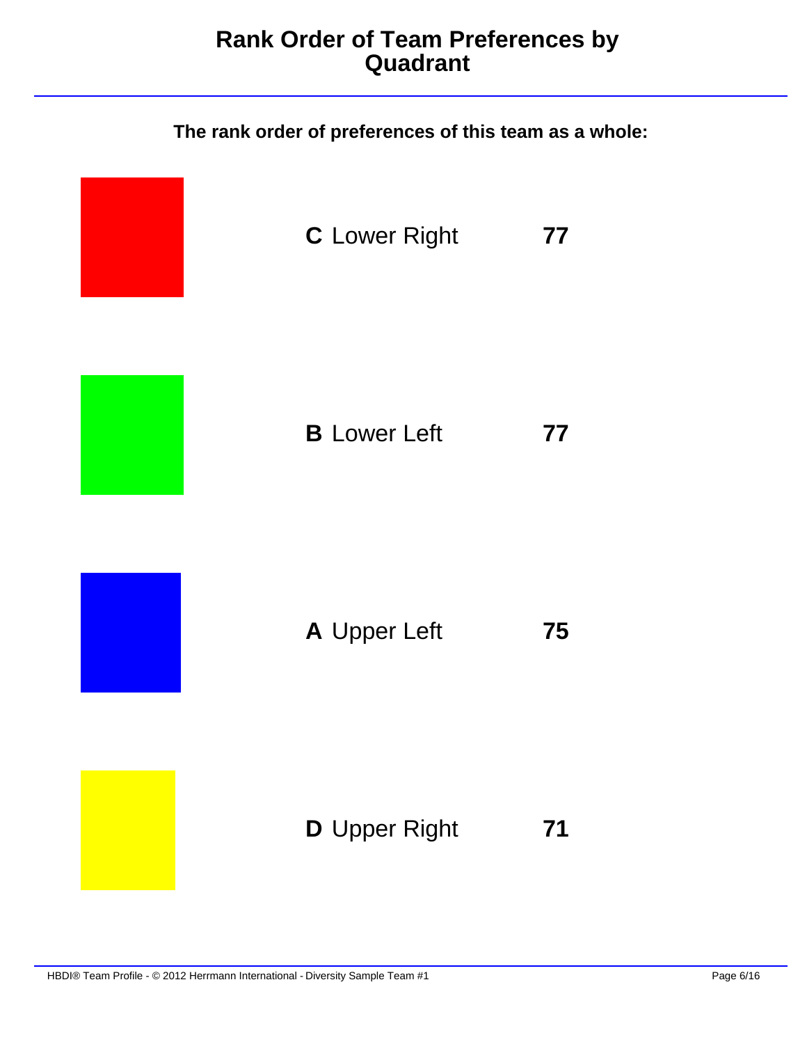# Rank Order of Team Preferences by Quadrant

**The rank order of preferences of this team as a whole:**

**C** Lower Right **77**

**B** Lower Left **77**

**A** Upper Left **75**

**D** Upper Right **71**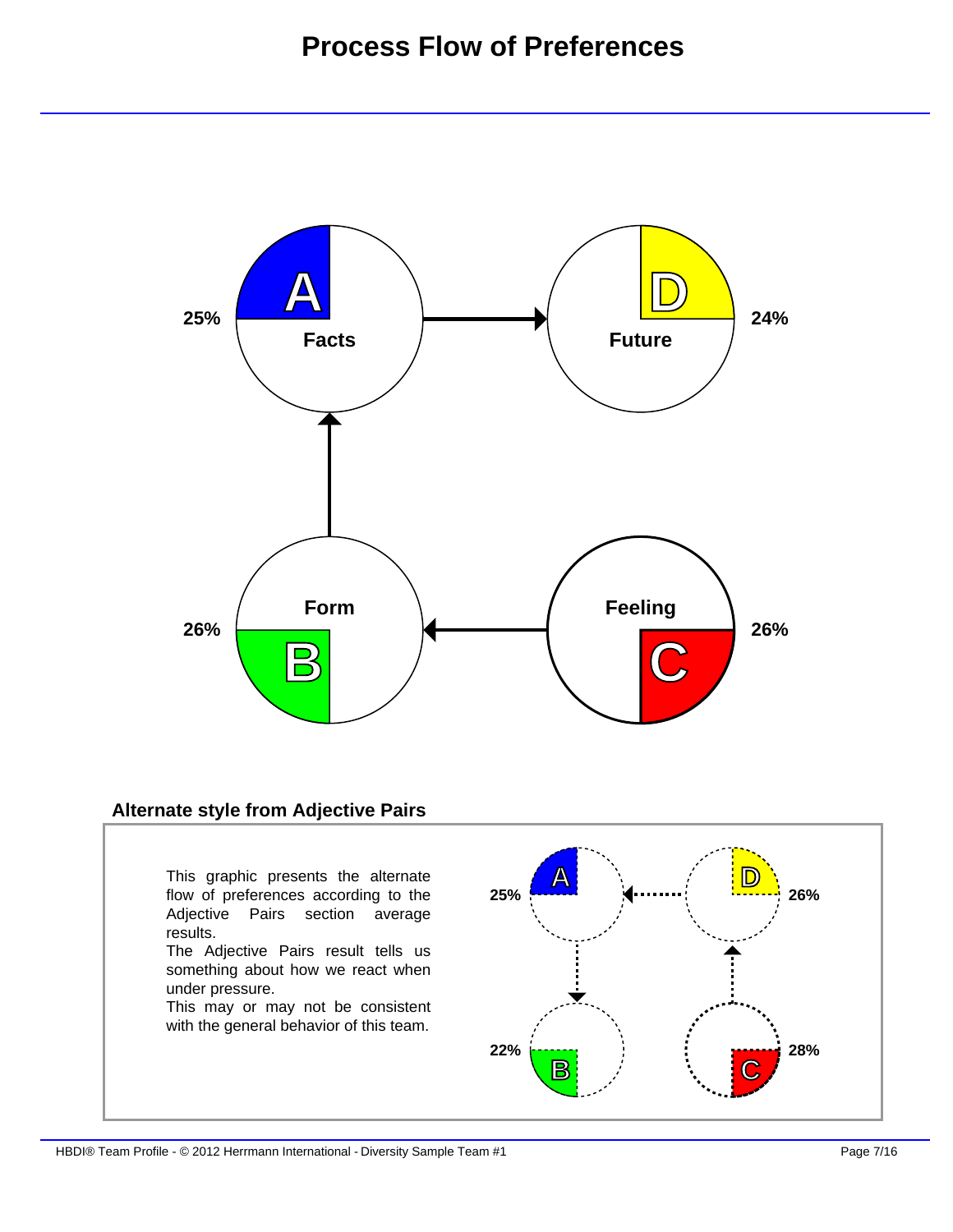# Process Flow of Preferences

25% A Facts

24% D Future

26% B Form

26% C Feeling

## Alternate style from Adjective Pairs

This graphic presents the alternate flow of preferences according to the Adjective Pairs section average results.
The Adjective Pairs result tells us something about how we react when under pressure.
This may or may not be consistent with the general behavior of this team.

25% A

26% D

22% B

28% C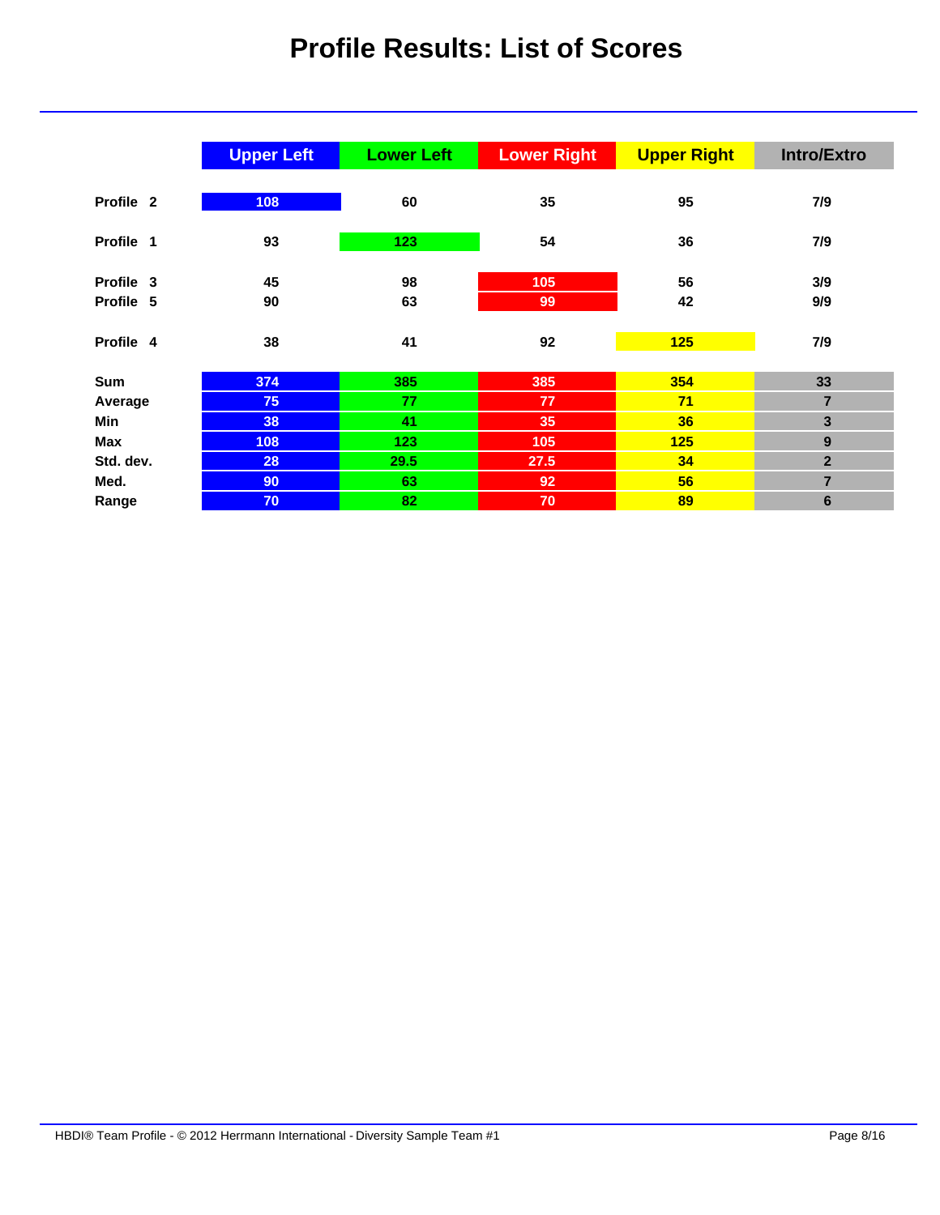# Profile Results: List of Scores

| | Upper Left | Lower Left | Lower Right | Upper Right | Intro/Extro |
|---|---|---|---|---|---|
| Profile 2 | 108 | 60 | 35 | 95 | 7/9 |
| Profile 1 | 93 | 123 | 54 | 36 | 7/9 |
| Profile 3 | 45 | 98 | 105 | 56 | 3/9 |
| Profile 5 | 90 | 63 | 99 | 42 | 9/9 |
| Profile 4 | 38 | 41 | 92 | 125 | 7/9 |
| Sum | 374 | 385 | 385 | 354 | 33 |
| Average | 75 | 77 | 77 | 71 | 7 |
| Min | 38 | 41 | 35 | 36 | 3 |
| Max | 108 | 123 | 105 | 125 | 9 |
| Std. dev. | 28 | 29.5 | 27.5 | 34 | 2 |
| Med. | 90 | 63 | 92 | 56 | 7 |
| Range | 70 | 82 | 70 | 89 | 6 |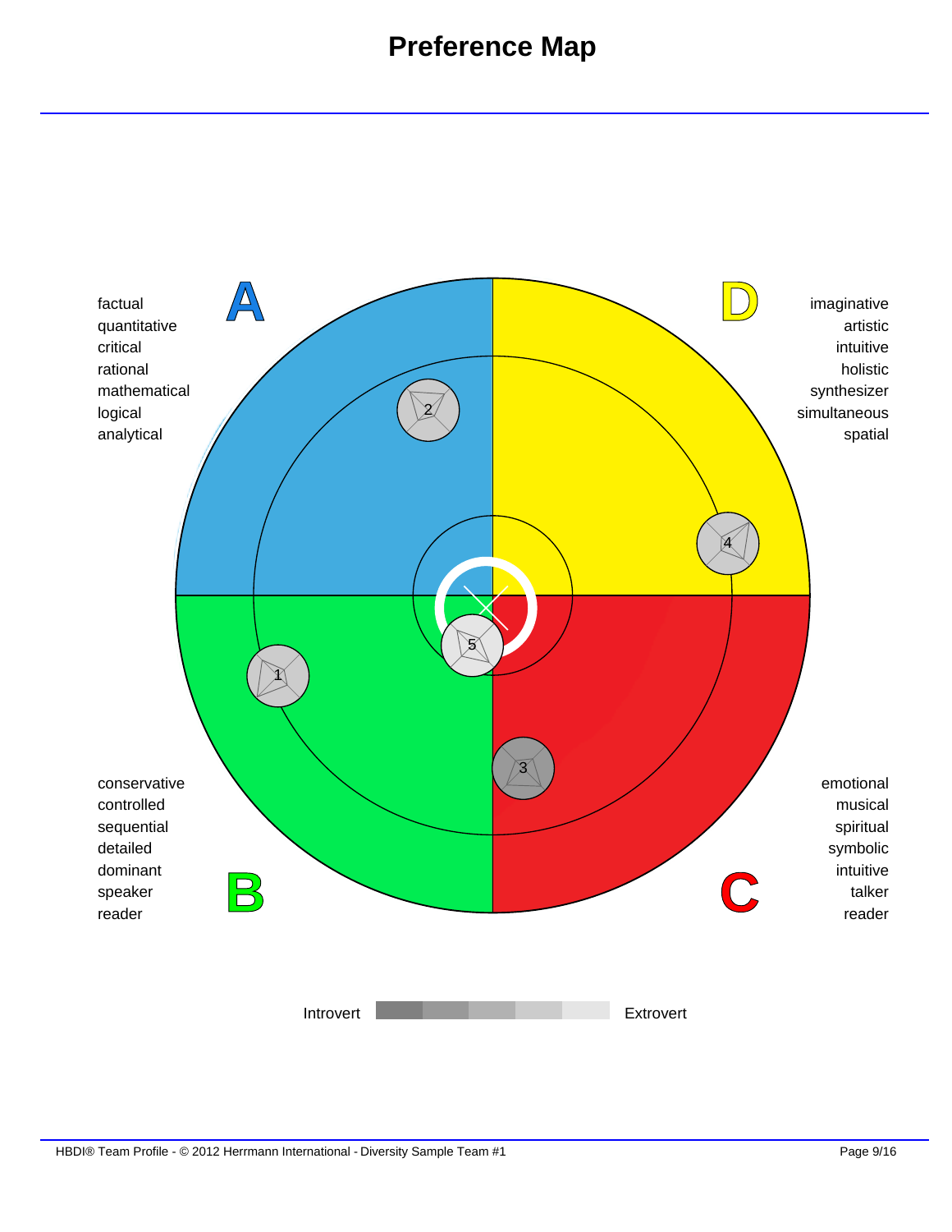# Preference Map

**A**

factual
quantitative
critical
rational
mathematical
logical
analytical

**D**

imaginative
artistic
intuitive
holistic
synthesizer
simultaneous
spatial

**B**

conservative
controlled
sequential
detailed
dominant
speaker
reader

**C**

emotional
musical
spiritual
symbolic
intuitive
talker
reader

1 2 3 4 5

Introvert — Extrovert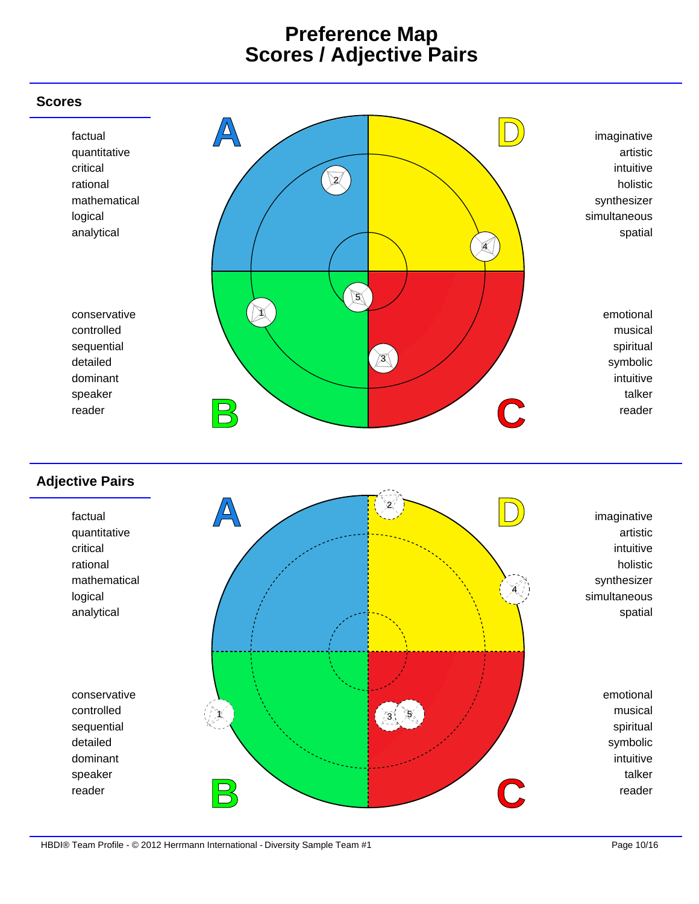# Preference Map
# Scores / Adjective Pairs

## Scores

factual
quantitative
critical
rational
mathematical
logical
analytical

A

D

imaginative
artistic
intuitive
holistic
synthesizer
simultaneous
spatial

2

4

5

1

3

conservative
controlled
sequential
detailed
dominant
speaker
reader

B

C

emotional
musical
spiritual
symbolic
intuitive
talker
reader

## Adjective Pairs

factual
quantitative
critical
rational
mathematical
logical
analytical

A

2

D

imaginative
artistic
intuitive
holistic
synthesizer
simultaneous
spatial

4

1

3

5

conservative
controlled
sequential
detailed
dominant
speaker
reader

B

C

emotional
musical
spiritual
symbolic
intuitive
talker
reader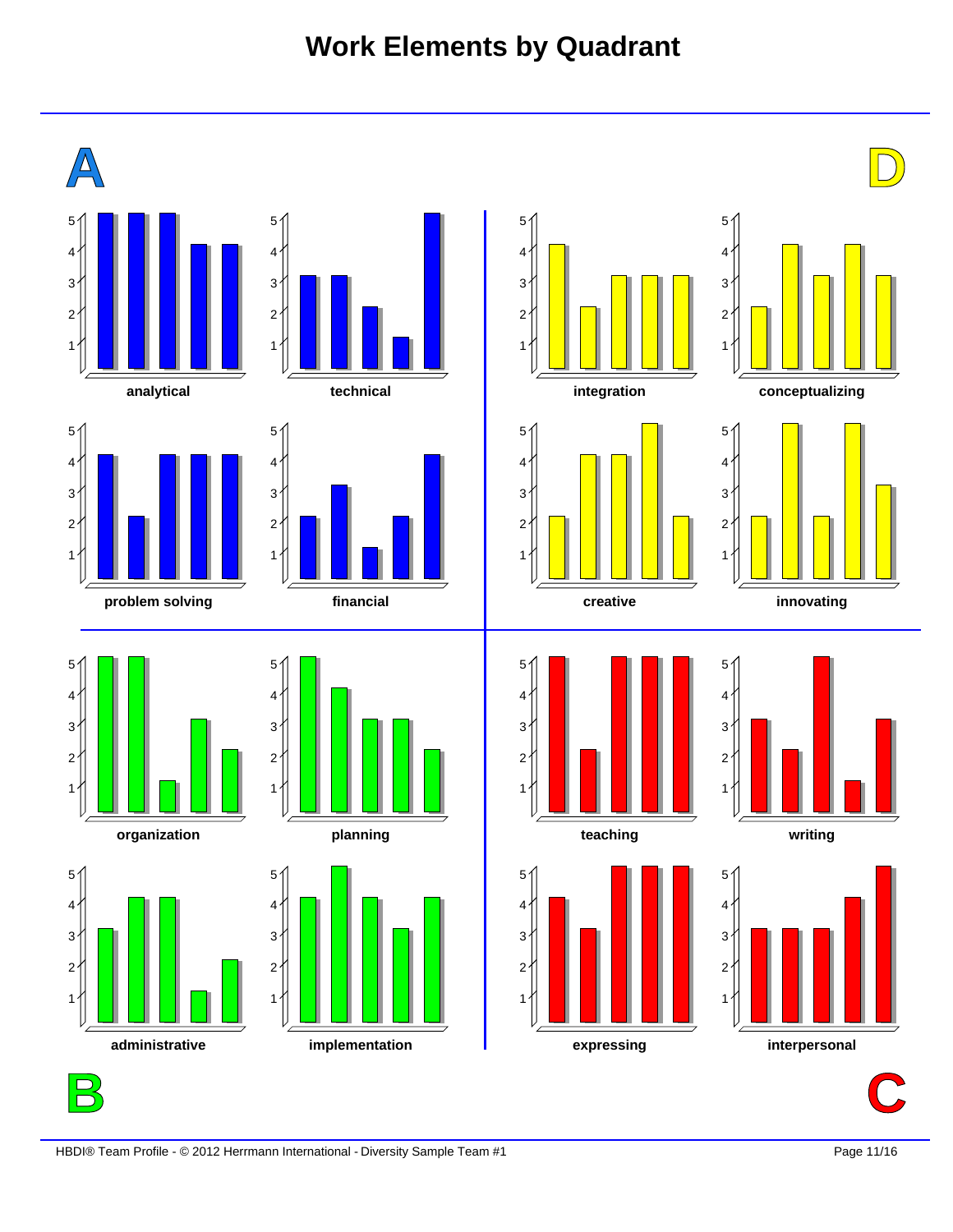# Work Elements by Quadrant

**A**

| | Bar 1 | Bar 2 | Bar 3 | Bar 4 | Bar 5 |
|---|---|---|---|---|---|
| analytical | 5 | 5 | 5 | 4 | 4 |
| technical | 3 | 3 | 2 | 1 | 5 |
| problem solving | 4 | 2 | 4 | 4 | 4 |
| financial | 2 | 3 | 1 | 2 | 4 |

**D**

| | Bar 1 | Bar 2 | Bar 3 | Bar 4 | Bar 5 |
|---|---|---|---|---|---|
| integration | 4 | 2 | 3 | 3 | 3 |
| conceptualizing | 2 | 4 | 3 | 4 | 3 |
| creative | 2 | 4 | 4 | 5 | 2 |
| innovating | 2 | 5 | 2 | 5 | 3 |

**B**

| | Bar 1 | Bar 2 | Bar 3 | Bar 4 | Bar 5 |
|---|---|---|---|---|---|
| organization | 5 | 5 | 1 | 3 | 2 |
| planning | 5 | 4 | 3 | 3 | 2 |
| administrative | 3 | 4 | 4 | 1 | 2 |
| implementation | 4 | 5 | 4 | 3 | 4 |

**C**

| | Bar 1 | Bar 2 | Bar 3 | Bar 4 | Bar 5 |
|---|---|---|---|---|---|
| teaching | 5 | 2 | 5 | 5 | 5 |
| writing | 3 | 2 | 5 | 1 | 3 |
| expressing | 4 | 3 | 5 | 5 | 5 |
| interpersonal | 3 | 3 | 3 | 4 | 5 |

HBDI® Team Profile - © 2012 Herrmann International - Diversity Sample Team #1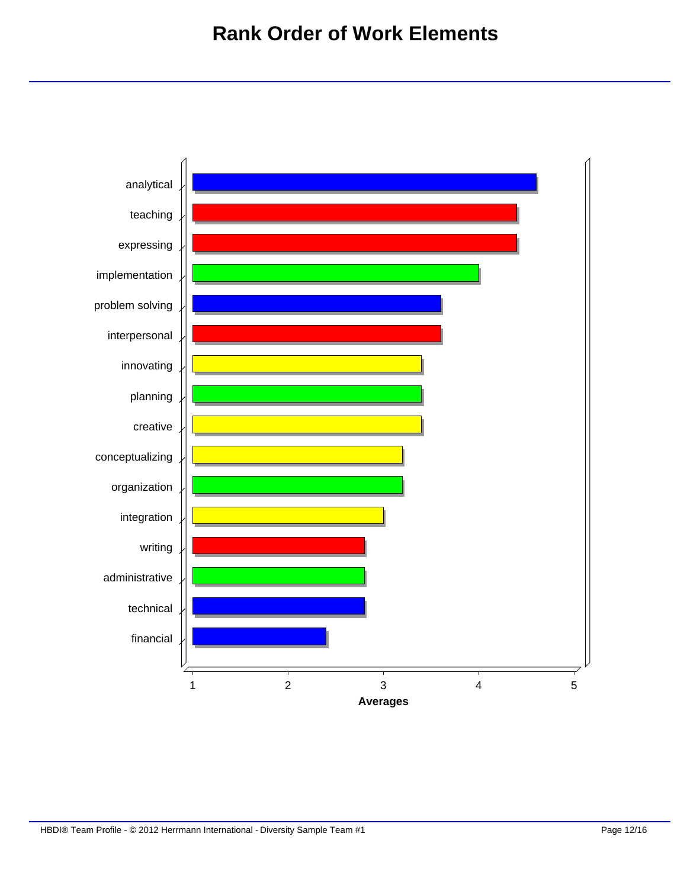# Rank Order of Work Elements

| Work Element | Average |
|---|---|
| analytical | 4.6 |
| teaching | 4.4 |
| expressing | 4.4 |
| implementation | 4.0 |
| problem solving | 3.6 |
| interpersonal | 3.6 |
| innovating | 3.4 |
| planning | 3.4 |
| creative | 3.4 |
| conceptualizing | 3.2 |
| organization | 3.2 |
| integration | 3.0 |
| writing | 2.8 |
| administrative | 2.8 |
| technical | 2.8 |
| financial | 2.4 |

Averages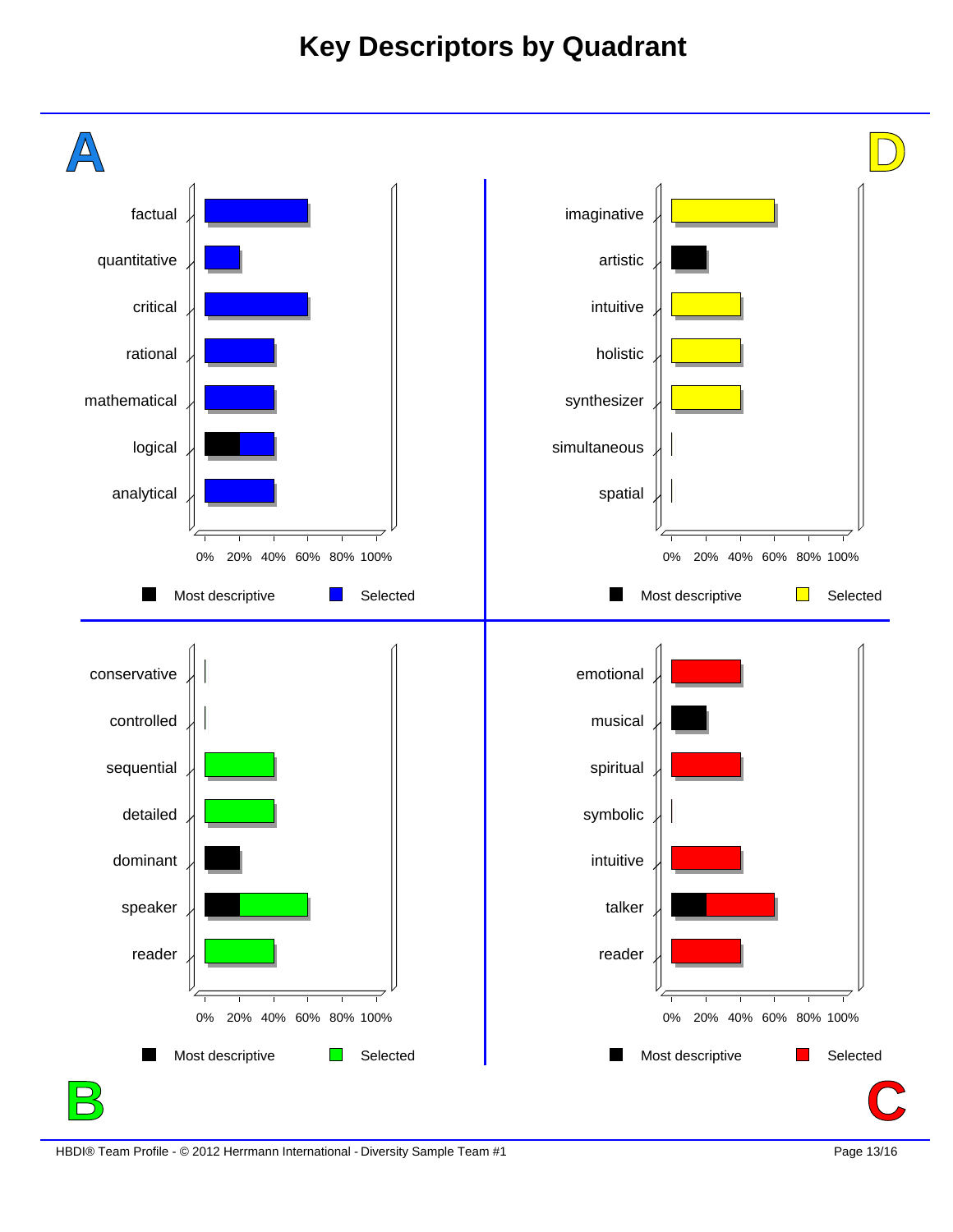# Key Descriptors by Quadrant

## A

| Descriptor | Most descriptive | Selected |
|---|---|---|
| factual | 0% | 60% |
| quantitative | 0% | 20% |
| critical | 0% | 60% |
| rational | 0% | 40% |
| mathematical | 0% | 40% |
| logical | 20% | 20% |
| analytical | 0% | 40% |

## D

| Descriptor | Most descriptive | Selected |
|---|---|---|
| imaginative | 0% | 60% |
| artistic | 20% | 0% |
| intuitive | 0% | 40% |
| holistic | 0% | 40% |
| synthesizer | 0% | 40% |
| simultaneous | 0% | 0% |
| spatial | 0% | 0% |

## B

| Descriptor | Most descriptive | Selected |
|---|---|---|
| conservative | 0% | 0% |
| controlled | 0% | 0% |
| sequential | 0% | 40% |
| detailed | 0% | 40% |
| dominant | 20% | 0% |
| speaker | 20% | 40% |
| reader | 0% | 40% |

## C

| Descriptor | Most descriptive | Selected |
|---|---|---|
| emotional | 0% | 40% |
| musical | 20% | 0% |
| spiritual | 0% | 40% |
| symbolic | 0% | 0% |
| intuitive | 0% | 40% |
| talker | 20% | 40% |
| reader | 0% | 40% |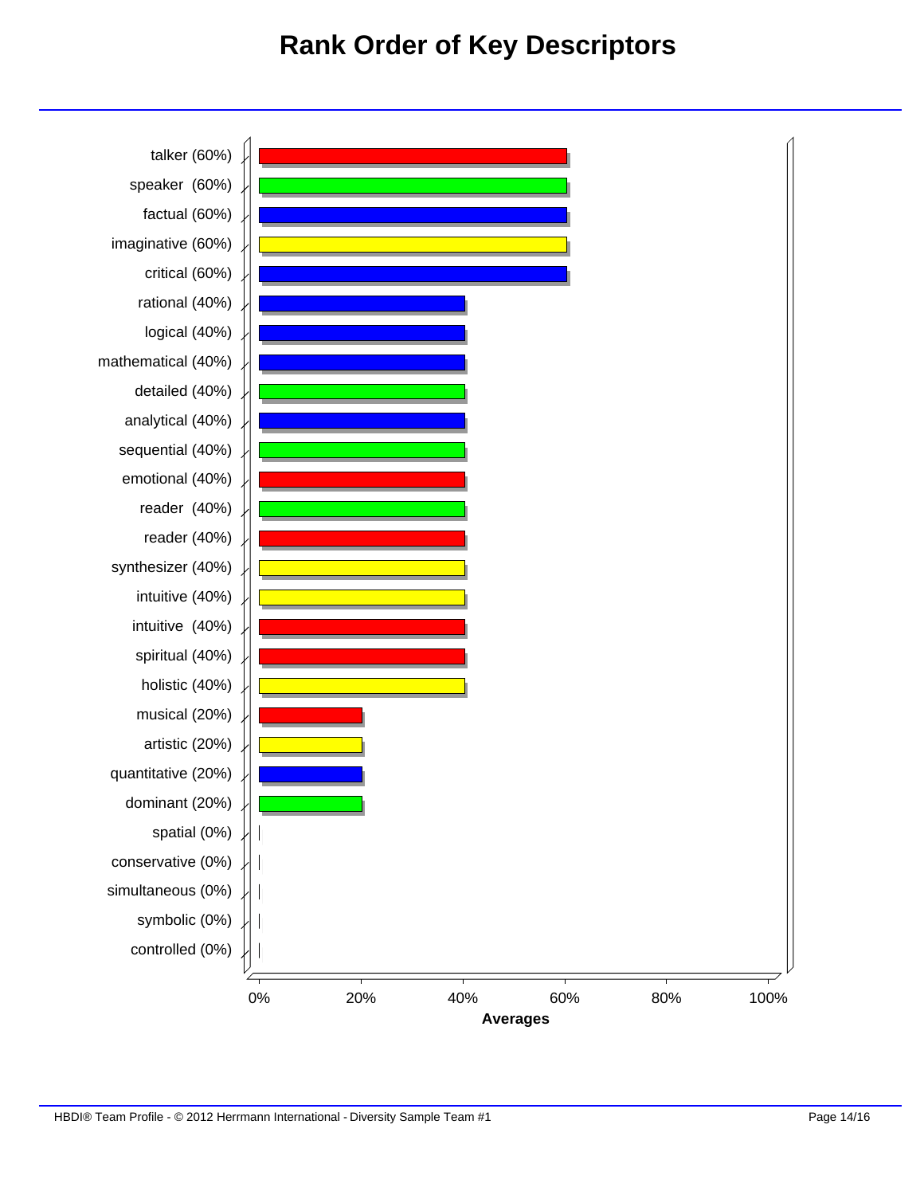# Rank Order of Key Descriptors

| Descriptor | Average |
|---|---|
| talker | 60% |
| speaker | 60% |
| factual | 60% |
| imaginative | 60% |
| critical | 60% |
| rational | 40% |
| logical | 40% |
| mathematical | 40% |
| detailed | 40% |
| analytical | 40% |
| sequential | 40% |
| emotional | 40% |
| reader | 40% |
| reader | 40% |
| synthesizer | 40% |
| intuitive | 40% |
| intuitive | 40% |
| spiritual | 40% |
| holistic | 40% |
| musical | 20% |
| artistic | 20% |
| quantitative | 20% |
| dominant | 20% |
| spatial | 0% |
| conservative | 0% |
| simultaneous | 0% |
| symbolic | 0% |
| controlled | 0% |

Averages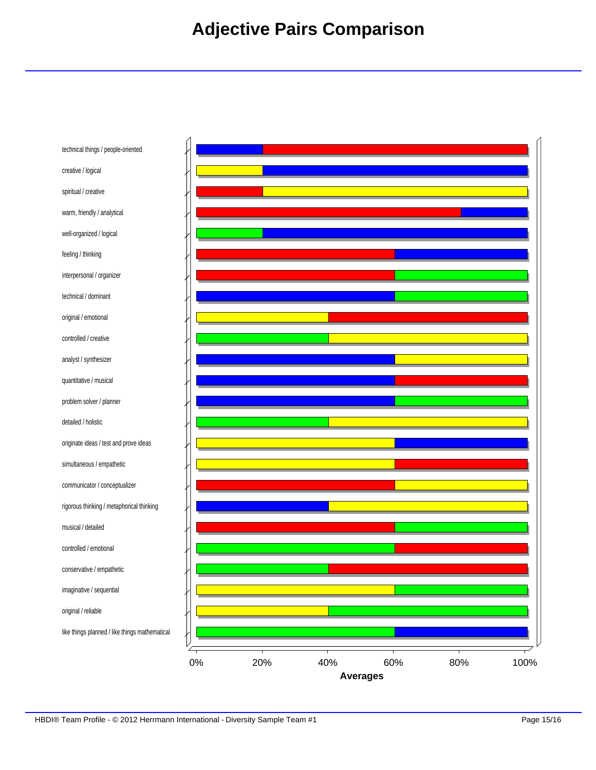# Adjective Pairs Comparison

| Adjective Pair | First | Second |
|---|---|---|
| technical things / people-oriented | 20% | 80% |
| creative / logical | 20% | 80% |
| spiritual / creative | 20% | 80% |
| warm, friendly / analytical | 80% | 20% |
| well-organized / logical | 20% | 80% |
| feeling / thinking | 60% | 40% |
| interpersonal / organizer | 60% | 40% |
| technical / dominant | 60% | 40% |
| original / emotional | 40% | 60% |
| controlled / creative | 40% | 60% |
| analyst / synthesizer | 60% | 40% |
| quantitative / musical | 60% | 40% |
| problem solver / planner | 60% | 40% |
| detailed / holistic | 40% | 60% |
| originate ideas / test and prove ideas | 60% | 40% |
| simultaneous / empathetic | 60% | 40% |
| communicator / conceptualizer | 60% | 40% |
| rigorous thinking / metaphorical thinking | 40% | 60% |
| musical / detailed | 60% | 40% |
| controlled / emotional | 60% | 40% |
| conservative / empathetic | 40% | 60% |
| imaginative / sequential | 60% | 40% |
| original / reliable | 40% | 60% |
| like things planned / like things mathematical | 60% | 40% |

Averages (0% – 100%)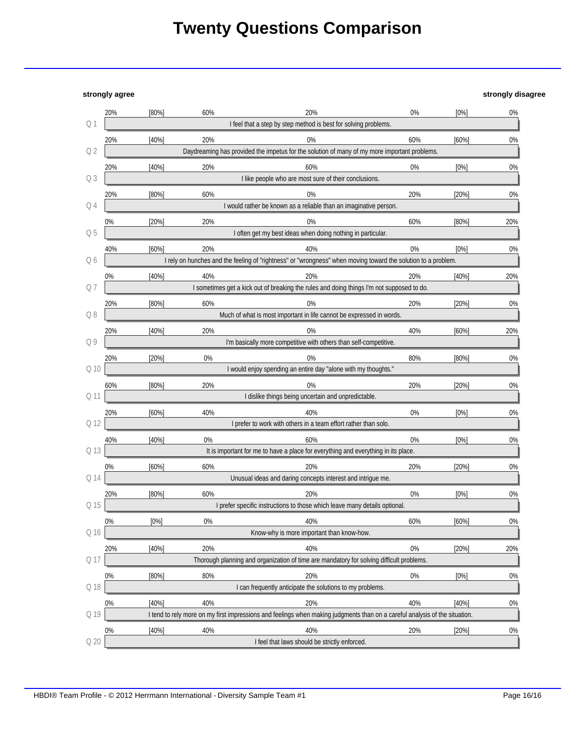# Twenty Questions Comparison

| | strongly agree | | | | | | strongly disagree | |
|---|---|---|---|---|---|---|---|---|
| Q 1 | 20% | [80%] | 60% | 20% | 0% | [0%] | 0% | I feel that a step by step method is best for solving problems. |
| Q 2 | 20% | [40%] | 20% | 0% | 60% | [60%] | 0% | Daydreaming has provided the impetus for the solution of many of my more important problems. |
| Q 3 | 20% | [40%] | 20% | 60% | 0% | [0%] | 0% | I like people who are most sure of their conclusions. |
| Q 4 | 20% | [80%] | 60% | 0% | 20% | [20%] | 0% | I would rather be known as a reliable than an imaginative person. |
| Q 5 | 0% | [20%] | 20% | 0% | 60% | [80%] | 20% | I often get my best ideas when doing nothing in particular. |
| Q 6 | 40% | [60%] | 20% | 40% | 0% | [0%] | 0% | I rely on hunches and the feeling of "rightness" or "wrongness" when moving toward the solution to a problem. |
| Q 7 | 0% | [40%] | 40% | 20% | 20% | [40%] | 20% | I sometimes get a kick out of breaking the rules and doing things I'm not supposed to do. |
| Q 8 | 20% | [80%] | 60% | 0% | 20% | [20%] | 0% | Much of what is most important in life cannot be expressed in words. |
| Q 9 | 20% | [40%] | 20% | 0% | 40% | [60%] | 20% | I'm basically more competitive with others than self-competitive. |
| Q 10 | 20% | [20%] | 0% | 0% | 80% | [80%] | 0% | I would enjoy spending an entire day "alone with my thoughts." |
| Q 11 | 60% | [80%] | 20% | 0% | 20% | [20%] | 0% | I dislike things being uncertain and unpredictable. |
| Q 12 | 20% | [60%] | 40% | 40% | 0% | [0%] | 0% | I prefer to work with others in a team effort rather than solo. |
| Q 13 | 40% | [40%] | 0% | 60% | 0% | [0%] | 0% | It is important for me to have a place for everything and everything in its place. |
| Q 14 | 0% | [60%] | 60% | 20% | 20% | [20%] | 0% | Unusual ideas and daring concepts interest and intrigue me. |
| Q 15 | 20% | [80%] | 60% | 20% | 0% | [0%] | 0% | I prefer specific instructions to those which leave many details optional. |
| Q 16 | 0% | [0%] | 0% | 40% | 60% | [60%] | 0% | Know-why is more important than know-how. |
| Q 17 | 20% | [40%] | 20% | 40% | 0% | [20%] | 20% | Thorough planning and organization of time are mandatory for solving difficult problems. |
| Q 18 | 0% | [80%] | 80% | 20% | 0% | [0%] | 0% | I can frequently anticipate the solutions to my problems. |
| Q 19 | 0% | [40%] | 40% | 20% | 40% | [40%] | 0% | I tend to rely more on my first impressions and feelings when making judgments than on a careful analysis of the situation. |
| Q 20 | 0% | [40%] | 40% | 40% | 20% | [20%] | 0% | I feel that laws should be strictly enforced. |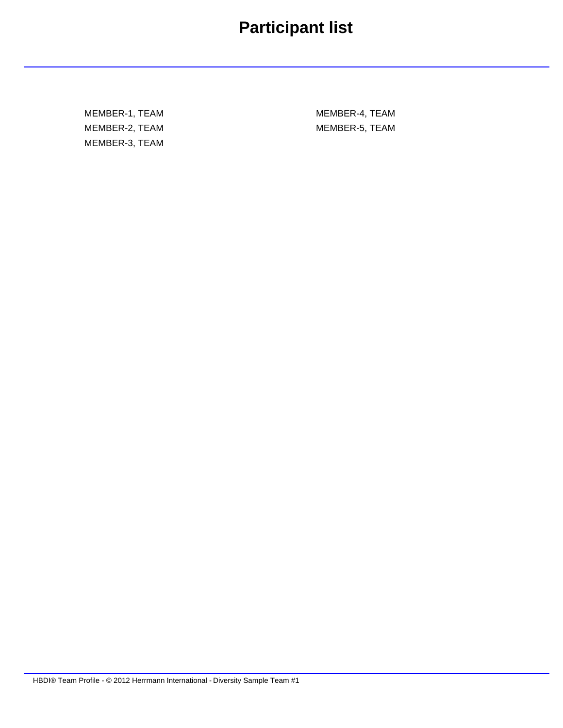# Participant list

MEMBER-1, TEAM
MEMBER-2, TEAM
MEMBER-3, TEAM
MEMBER-4, TEAM
MEMBER-5, TEAM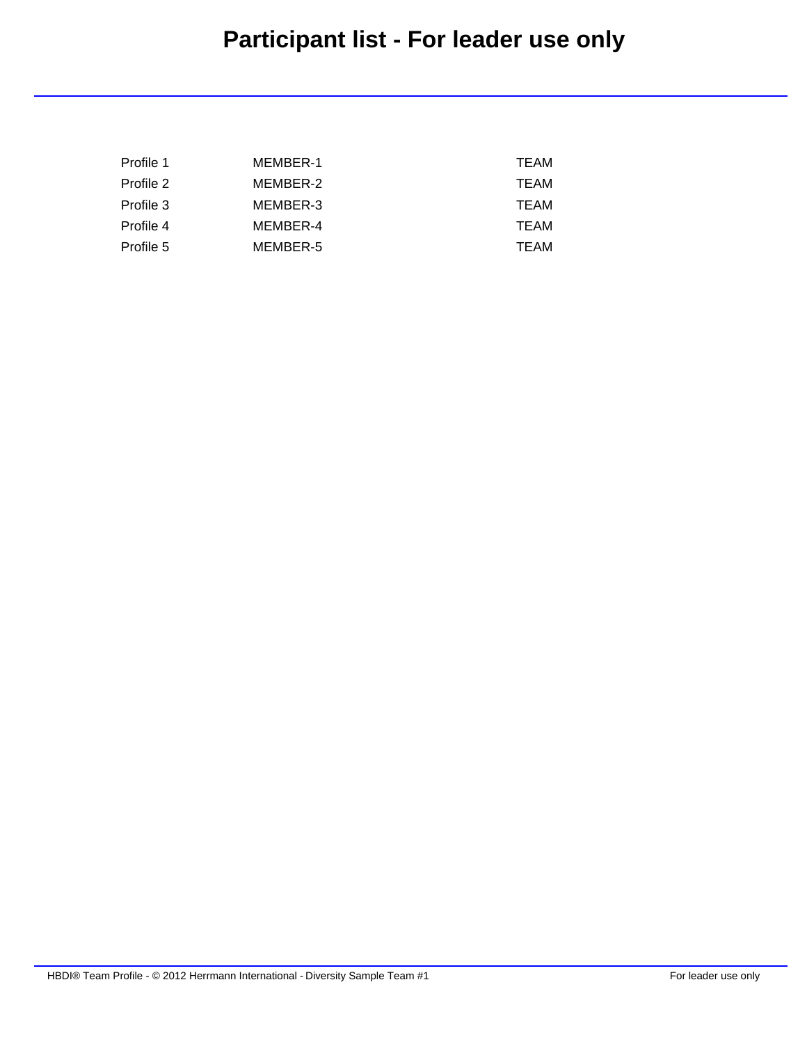# Participant list - For leader use only

| | | |
|---|---|---|
| Profile 1 | MEMBER-1 | TEAM |
| Profile 2 | MEMBER-2 | TEAM |
| Profile 3 | MEMBER-3 | TEAM |
| Profile 4 | MEMBER-4 | TEAM |
| Profile 5 | MEMBER-5 | TEAM |